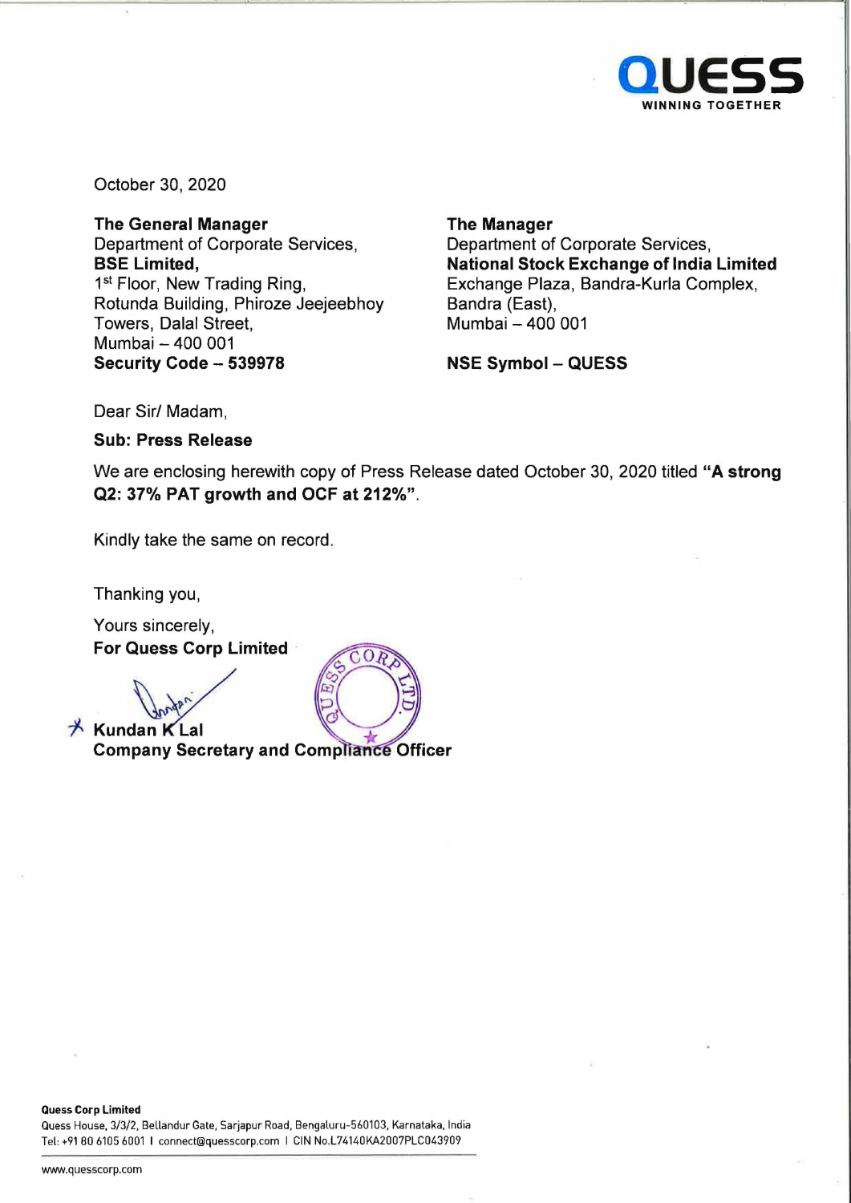October 30, 2020

**The General Manager**
Department of Corporate Services,
**BSE Limited,**
1st Floor, New Trading Ring,
Rotunda Building, Phiroze Jeejeebhoy Towers, Dalal Street,
Mumbai – 400 001
**Security Code – 539978**

**The Manager**
Department of Corporate Services,
**National Stock Exchange of India Limited**
Exchange Plaza, Bandra-Kurla Complex,
Bandra (East),
Mumbai – 400 001

**NSE Symbol – QUESS**

Dear Sir/ Madam,

**Sub: Press Release**

We are enclosing herewith copy of Press Release dated October 30, 2020 titled **"A strong Q2: 37% PAT growth and OCF at 212%"**.

Kindly take the same on record.

Thanking you,

Yours sincerely,
**For Quess Corp Limited**

**Kundan K Lal**
**Company Secretary and Compliance Officer**

**Quess Corp Limited**
Quess House, 3/3/2, Bellandur Gate, Sarjapur Road, Bengaluru-560103, Karnataka, India
Tel: +91 80 6105 6001 | connect@quesscorp.com | CIN No.L74140KA2007PLC043909

www.quesscorp.com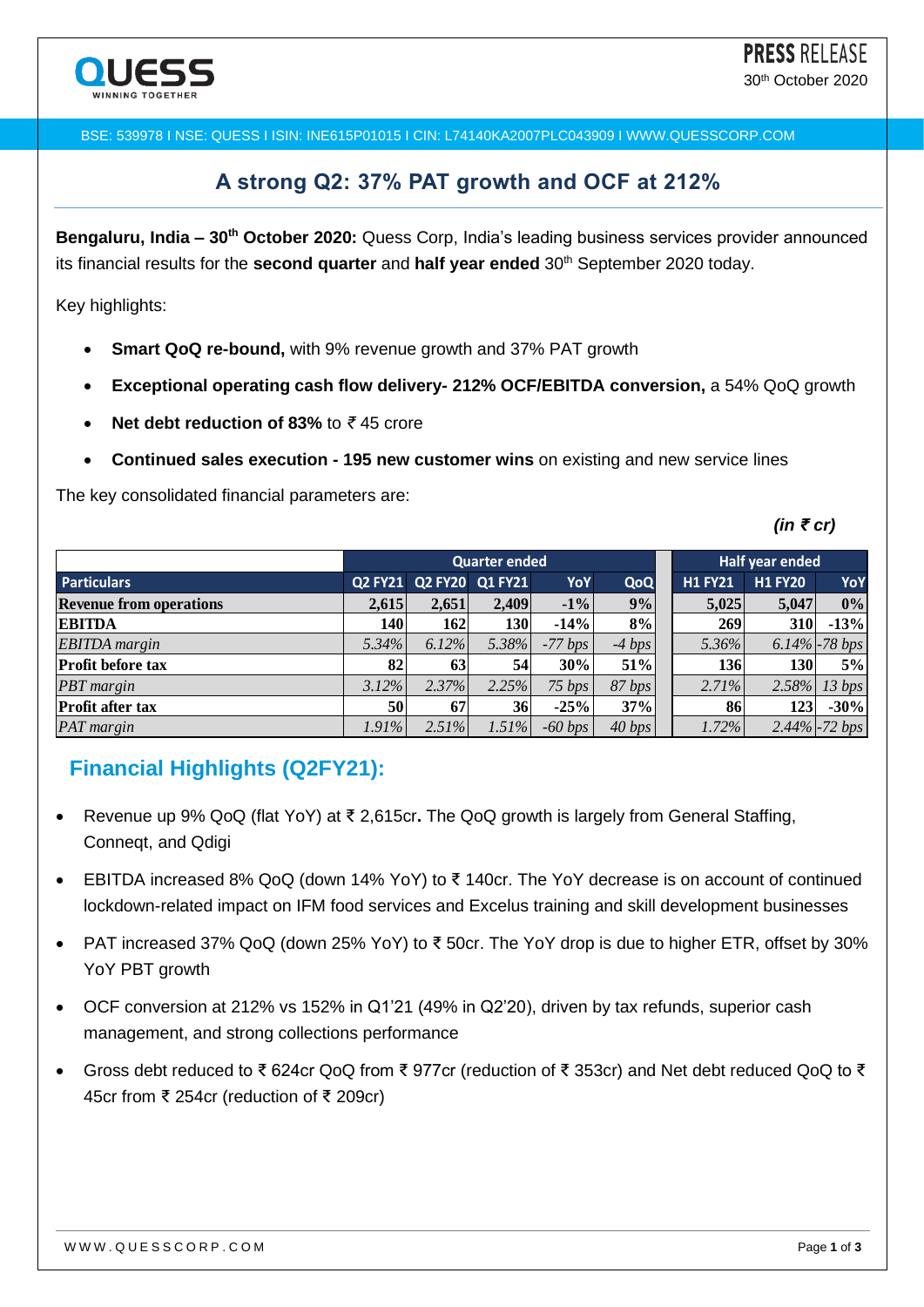**PRESS** RELEASE

30th October 2020

BSE: 539978 I NSE: QUESS I ISIN: INE615P01015 I CIN: L74140KA2007PLC043909 I WWW.QUESSCORP.COM

## A strong Q2: 37% PAT growth and OCF at 212%

**Bengaluru, India – 30th October 2020:** Quess Corp, India's leading business services provider announced its financial results for the **second quarter** and **half year ended** 30th September 2020 today.

Key highlights:

- **Smart QoQ re-bound,** with 9% revenue growth and 37% PAT growth
- **Exceptional operating cash flow delivery- 212% OCF/EBITDA conversion,** a 54% QoQ growth
- **Net debt reduction of 83%** to ₹ 45 crore
- **Continued sales execution - 195 new customer wins** on existing and new service lines

The key consolidated financial parameters are:

***(in ₹ cr)***

| | Quarter ended | | | | | Half year ended | | |
|---|---|---|---|---|---|---|---|---|
| **Particulars** | **Q2 FY21** | **Q2 FY20** | **Q1 FY21** | **YoY** | **QoQ** | **H1 FY21** | **H1 FY20** | **YoY** |
| **Revenue from operations** | **2,615** | **2,651** | **2,409** | **-1%** | **9%** | **5,025** | **5,047** | **0%** |
| **EBITDA** | **140** | **162** | **130** | **-14%** | **8%** | **269** | **310** | **-13%** |
| *EBITDA margin* | *5.34%* | *6.12%* | *5.38%* | *-77 bps* | *-4 bps* | *5.36%* | *6.14%* | *-78 bps* |
| **Profit before tax** | **82** | **63** | **54** | **30%** | **51%** | **136** | **130** | **5%** |
| *PBT margin* | *3.12%* | *2.37%* | *2.25%* | *75 bps* | *87 bps* | *2.71%* | *2.58%* | *13 bps* |
| **Profit after tax** | **50** | **67** | **36** | **-25%** | **37%** | **86** | **123** | **-30%** |
| *PAT margin* | *1.91%* | *2.51%* | *1.51%* | *-60 bps* | *40 bps* | *1.72%* | *2.44%* | *-72 bps* |

## Financial Highlights (Q2FY21):

- Revenue up 9% QoQ (flat YoY) at ₹ 2,615cr**.** The QoQ growth is largely from General Staffing, Conneqt, and Qdigi
- EBITDA increased 8% QoQ (down 14% YoY) to ₹ 140cr. The YoY decrease is on account of continued lockdown-related impact on IFM food services and Excelus training and skill development businesses
- PAT increased 37% QoQ (down 25% YoY) to ₹ 50cr. The YoY drop is due to higher ETR, offset by 30% YoY PBT growth
- OCF conversion at 212% vs 152% in Q1'21 (49% in Q2'20), driven by tax refunds, superior cash management, and strong collections performance
- Gross debt reduced to ₹ 624cr QoQ from ₹ 977cr (reduction of ₹ 353cr) and Net debt reduced QoQ to ₹ 45cr from ₹ 254cr (reduction of ₹ 209cr)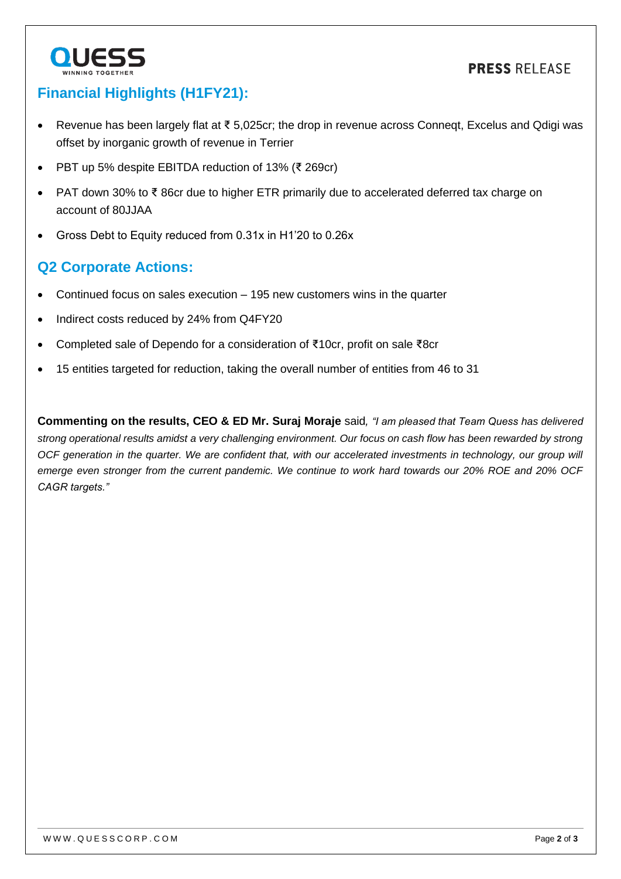## Financial Highlights (H1FY21):

- Revenue has been largely flat at ₹ 5,025cr; the drop in revenue across Conneqt, Excelus and Qdigi was offset by inorganic growth of revenue in Terrier
- PBT up 5% despite EBITDA reduction of 13% (₹ 269cr)
- PAT down 30% to ₹ 86cr due to higher ETR primarily due to accelerated deferred tax charge on account of 80JJAA
- Gross Debt to Equity reduced from 0.31x in H1'20 to 0.26x

## Q2 Corporate Actions:

- Continued focus on sales execution – 195 new customers wins in the quarter
- Indirect costs reduced by 24% from Q4FY20
- Completed sale of Dependo for a consideration of ₹10cr, profit on sale ₹8cr
- 15 entities targeted for reduction, taking the overall number of entities from 46 to 31

**Commenting on the results, CEO & ED Mr. Suraj Moraje** said*, "I am pleased that Team Quess has delivered strong operational results amidst a very challenging environment. Our focus on cash flow has been rewarded by strong OCF generation in the quarter. We are confident that, with our accelerated investments in technology, our group will emerge even stronger from the current pandemic. We continue to work hard towards our 20% ROE and 20% OCF CAGR targets."*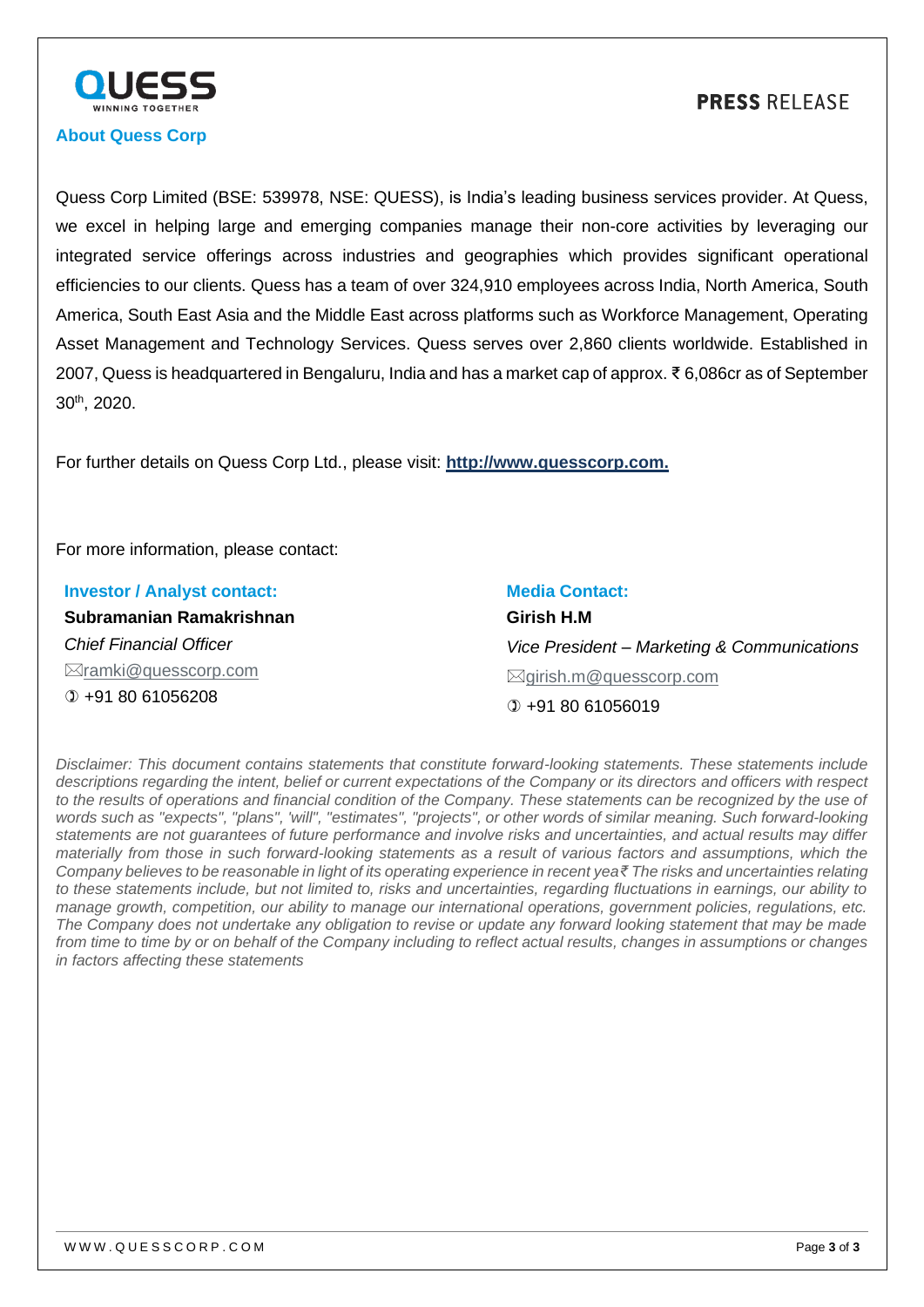**PRESS RELEASE**

## About Quess Corp

Quess Corp Limited (BSE: 539978, NSE: QUESS), is India's leading business services provider. At Quess, we excel in helping large and emerging companies manage their non-core activities by leveraging our integrated service offerings across industries and geographies which provides significant operational efficiencies to our clients. Quess has a team of over 324,910 employees across India, North America, South America, South East Asia and the Middle East across platforms such as Workforce Management, Operating Asset Management and Technology Services. Quess serves over 2,860 clients worldwide. Established in 2007, Quess is headquartered in Bengaluru, India and has a market cap of approx. ₹ 6,086cr as of September 30th, 2020.

For further details on Quess Corp Ltd., please visit: **http://www.quesscorp.com.**

For more information, please contact:

**Investor / Analyst contact:**
**Subramanian Ramakrishnan**
*Chief Financial Officer*
✉ramki@quesscorp.com
✆ +91 80 61056208

**Media Contact:**
**Girish H.M**
*Vice President – Marketing & Communications*
✉girish.m@quesscorp.com
✆ +91 80 61056019

*Disclaimer: This document contains statements that constitute forward-looking statements. These statements include descriptions regarding the intent, belief or current expectations of the Company or its directors and officers with respect to the results of operations and financial condition of the Company. These statements can be recognized by the use of words such as "expects", "plans", 'will", "estimates", "projects", or other words of similar meaning. Such forward-looking statements are not guarantees of future performance and involve risks and uncertainties, and actual results may differ materially from those in such forward-looking statements as a result of various factors and assumptions, which the Company believes to be reasonable in light of its operating experience in recent yea₹ The risks and uncertainties relating to these statements include, but not limited to, risks and uncertainties, regarding fluctuations in earnings, our ability to manage growth, competition, our ability to manage our international operations, government policies, regulations, etc. The Company does not undertake any obligation to revise or update any forward looking statement that may be made from time to time by or on behalf of the Company including to reflect actual results, changes in assumptions or changes in factors affecting these statements*